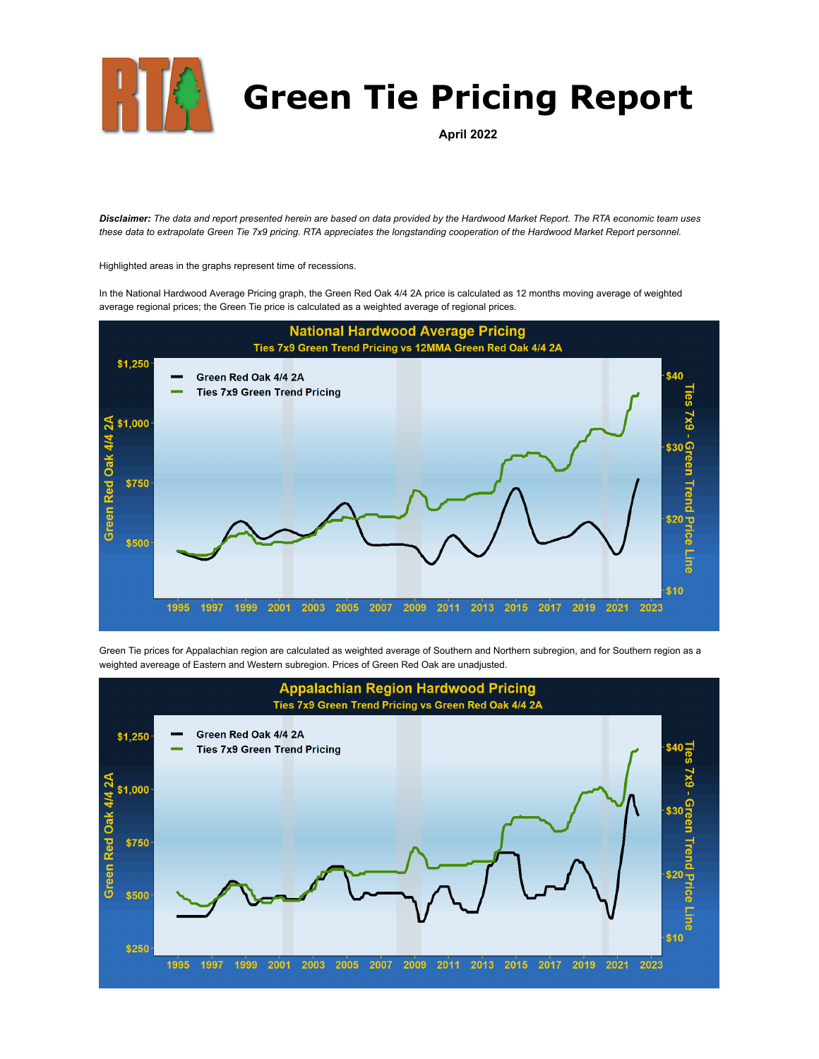# Green Tie Pricing Report

**April 2022**

***Disclaimer:*** *The data and report presented herein are based on data provided by the Hardwood Market Report. The RTA economic team uses these data to extrapolate Green Tie 7x9 pricing. RTA appreciates the longstanding cooperation of the Hardwood Market Report personnel.*

Highlighted areas in the graphs represent time of recessions.

In the National Hardwood Average Pricing graph, the Green Red Oak 4/4 2A price is calculated as 12 months moving average of weighted average regional prices; the Green Tie price is calculated as a weighted average of regional prices.

Green Tie prices for Appalachian region are calculated as weighted average of Southern and Northern subregion, and for Southern region as a weighted avereage of Eastern and Western subregion. Prices of Green Red Oak are unadjusted.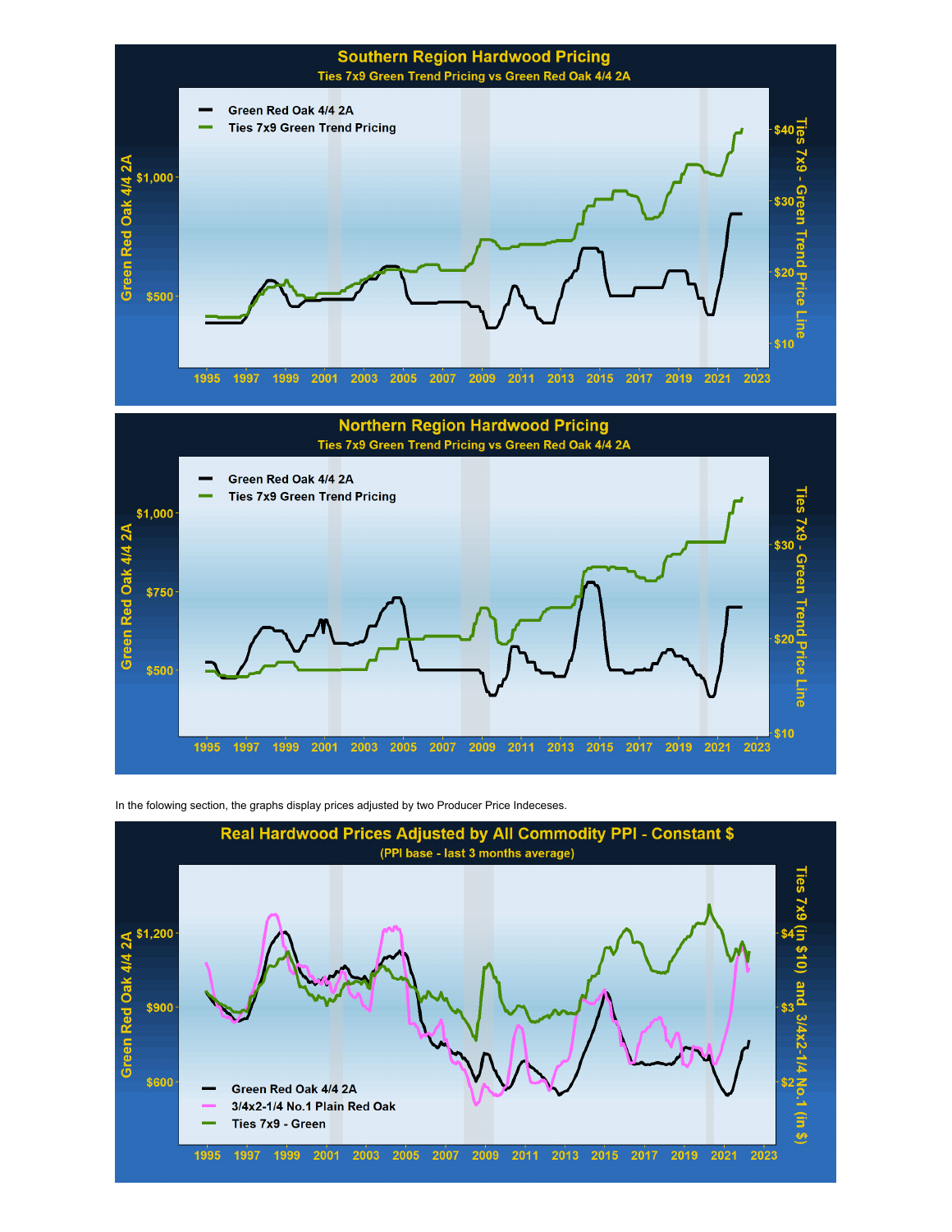## Southern Region Hardwood Pricing

Ties 7x9 Green Trend Pricing vs Green Red Oak 4/4 2A

- Green Red Oak 4/4 2A
- Ties 7x9 Green Trend Pricing

Green Red Oak 4/4 2A: $500, $1,000

Ties 7x9 - Green Trend Price Line: $10, $20, $30, $40

1995 1997 1999 2001 2003 2005 2007 2009 2011 2013 2015 2017 2019 2021 2023

## Northern Region Hardwood Pricing

Ties 7x9 Green Trend Pricing vs Green Red Oak 4/4 2A

- Green Red Oak 4/4 2A
- Ties 7x9 Green Trend Pricing

Green Red Oak 4/4 2A: $500, $750, $1,000

Ties 7x9 - Green Trend Price Line: $10, $20, $30

1995 1997 1999 2001 2003 2005 2007 2009 2011 2013 2015 2017 2019 2021 2023

In the folowing section, the graphs display prices adjusted by two Producer Price Indeceses.

## Real Hardwood Prices Adjusted by All Commodity PPI - Constant $

(PPI base - last 3 months average)

- Green Red Oak 4/4 2A
- 3/4x2-1/4 No.1 Plain Red Oak
- Ties 7x9 - Green

Green Red Oak 4/4 2A: $600, $900, $1,200

Ties 7x9 (in $10) and 3/4x2-1/4 No.1 (in $): $2, $3, $4

1995 1997 1999 2001 2003 2005 2007 2009 2011 2013 2015 2017 2019 2021 2023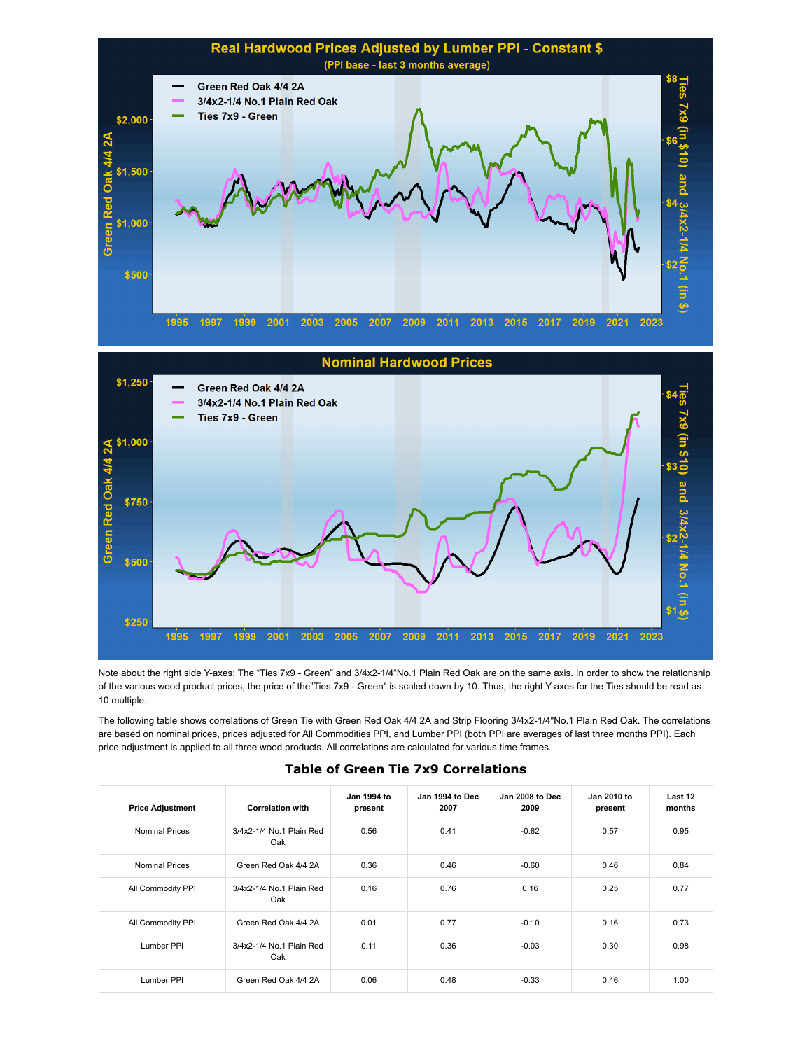Note about the right side Y-axes: The "Ties 7x9 - Green" and 3/4x2-1/4"No.1 Plain Red Oak are on the same axis. In order to show the relationship of the various wood product prices, the price of the"Ties 7x9 - Green" is scaled down by 10. Thus, the right Y-axes for the Ties should be read as 10 multiple.

The following table shows correlations of Green Tie with Green Red Oak 4/4 2A and Strip Flooring 3/4x2-1/4"No.1 Plain Red Oak. The correlations are based on nominal prices, prices adjusted for All Commodities PPI, and Lumber PPI (both PPI are averages of last three months PPI). Each price adjustment is applied to all three wood products. All correlations are calculated for various time frames.

## Table of Green Tie 7x9 Correlations

| Price Adjustment | Correlation with | Jan 1994 to present | Jan 1994 to Dec 2007 | Jan 2008 to Dec 2009 | Jan 2010 to present | Last 12 months |
|---|---|---|---|---|---|---|
| Nominal Prices | 3/4x2-1/4 No.1 Plain Red Oak | 0.56 | 0.41 | -0.82 | 0.57 | 0.95 |
| Nominal Prices | Green Red Oak 4/4 2A | 0.36 | 0.46 | -0.60 | 0.46 | 0.84 |
| All Commodity PPI | 3/4x2-1/4 No.1 Plain Red Oak | 0.16 | 0.76 | 0.16 | 0.25 | 0.77 |
| All Commodity PPI | Green Red Oak 4/4 2A | 0.01 | 0.77 | -0.10 | 0.16 | 0.73 |
| Lumber PPI | 3/4x2-1/4 No.1 Plain Red Oak | 0.11 | 0.36 | -0.03 | 0.30 | 0.98 |
| Lumber PPI | Green Red Oak 4/4 2A | 0.06 | 0.48 | -0.33 | 0.46 | 1.00 |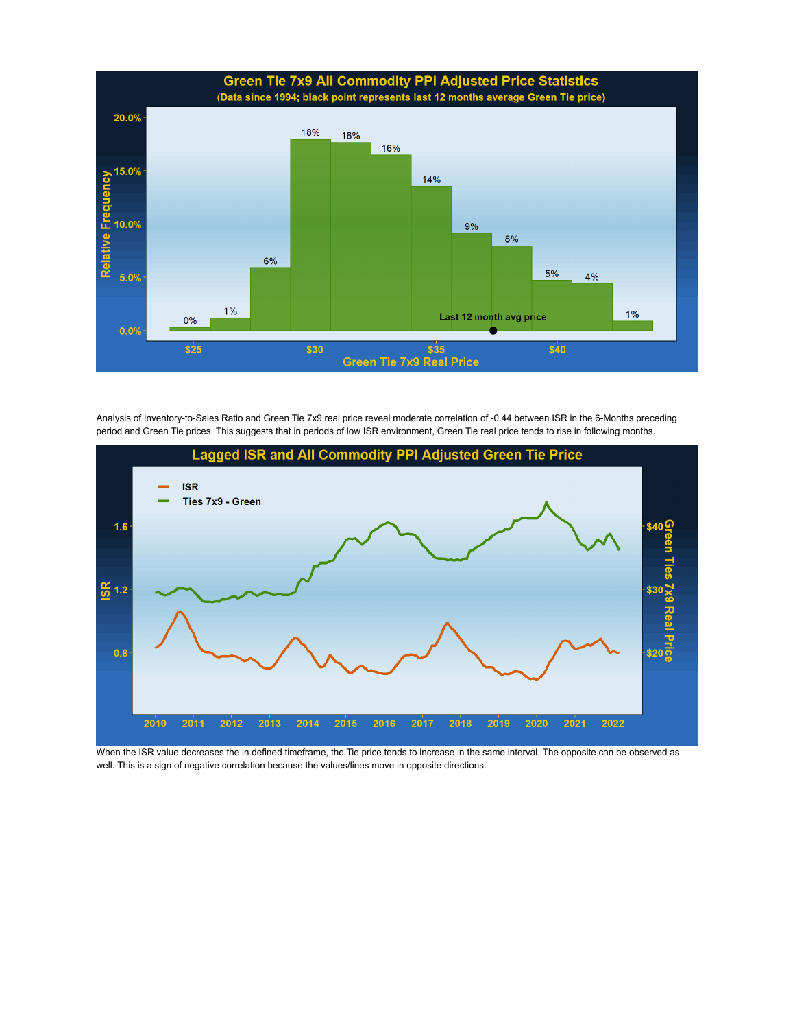Analysis of Inventory-to-Sales Ratio and Green Tie 7x9 real price reveal moderate correlation of -0.44 between ISR in the 6-Months preceding period and Green Tie prices. This suggests that in periods of low ISR environment, Green Tie real price tends to rise in following months.

When the ISR value decreases the in defined timeframe, the Tie price tends to increase in the same interval. The opposite can be observed as well. This is a sign of negative correlation because the values/lines move in opposite directions.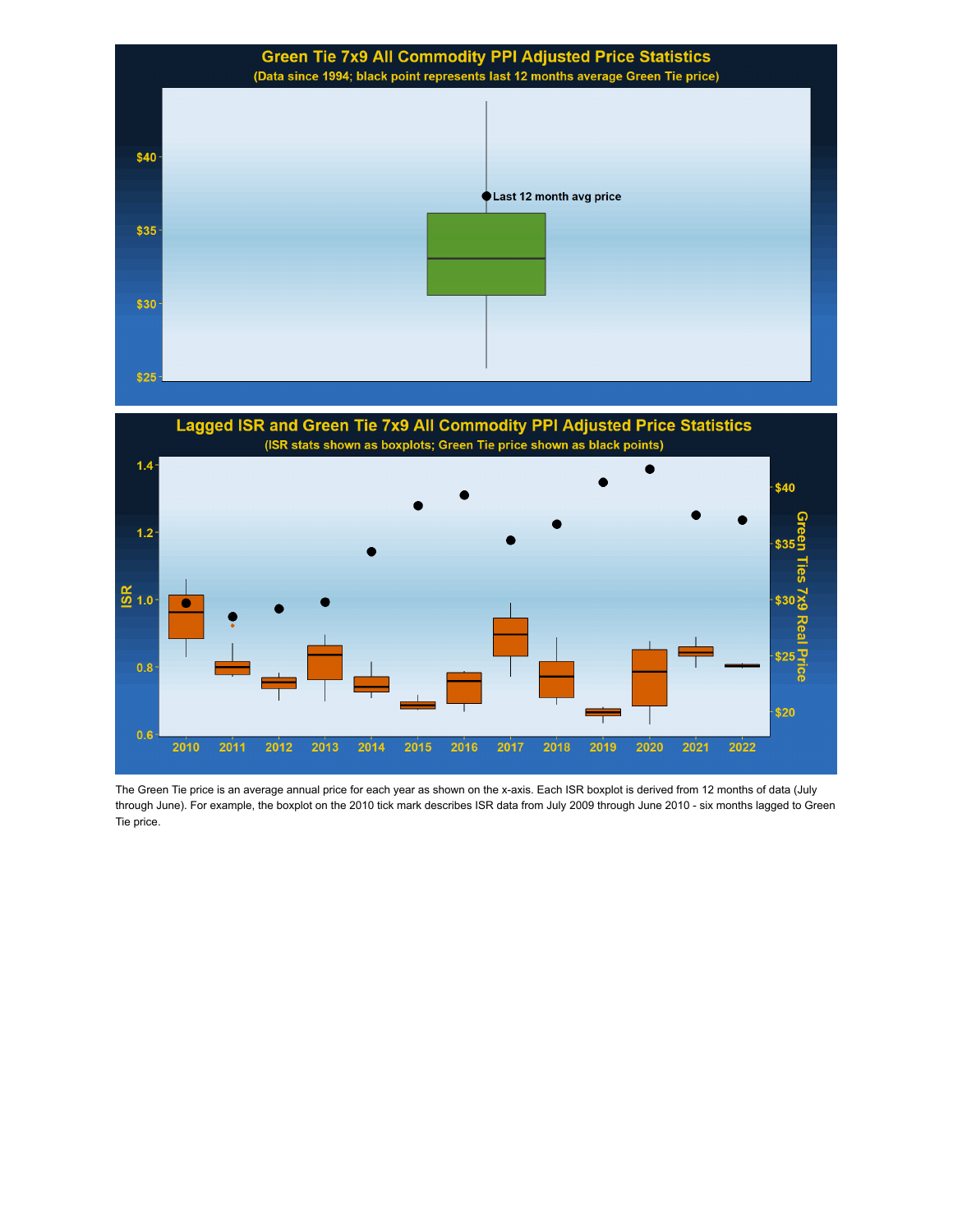Green Tie 7x9 All Commodity PPI Adjusted Price Statistics

(Data since 1994; black point represents last 12 months average Green Tie price)

$40

$35

$30

$25

Last 12 month avg price

Lagged ISR and Green Tie 7x9 All Commodity PPI Adjusted Price Statistics

(ISR stats shown as boxplots; Green Tie price shown as black points)

ISR

1.4

1.2

1.0

0.8

0.6

2010 2011 2012 2013 2014 2015 2016 2017 2018 2019 2020 2021 2022

Green Ties 7x9 Real Price

$40

$35

$30

$25

$20

The Green Tie price is an average annual price for each year as shown on the x-axis. Each ISR boxplot is derived from 12 months of data (July through June). For example, the boxplot on the 2010 tick mark describes ISR data from July 2009 through June 2010 - six months lagged to Green Tie price.